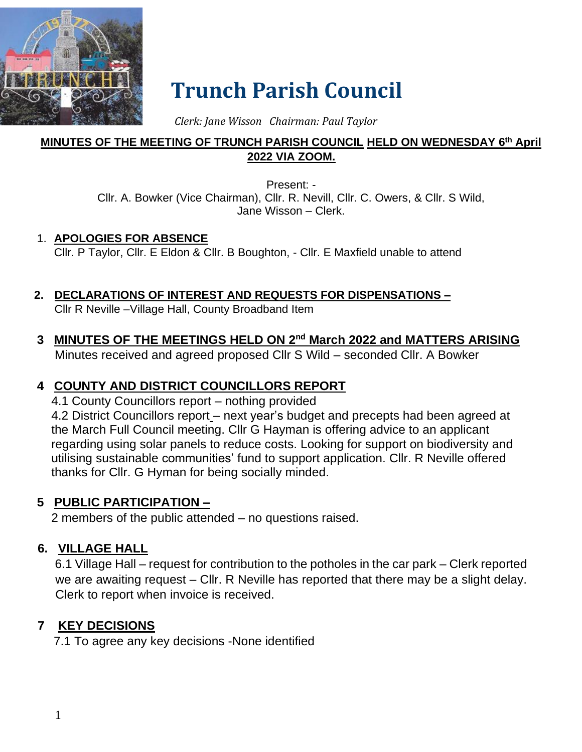# Trunch Parish Council

*Clerk: Jane Wisson   Chairman: Paul Taylor*

**MINUTES OF THE MEETING OF TRUNCH PARISH COUNCIL HELD ON WEDNESDAY 6th April 2022 VIA ZOOM.**

Present: -
Cllr. A. Bowker (Vice Chairman), Cllr. R. Nevill, Cllr. C. Owers, & Cllr. S Wild,
Jane Wisson – Clerk.

1. **APOLOGIES FOR ABSENCE**
   Cllr. P Taylor, Cllr. E Eldon & Cllr. B Boughton, - Cllr. E Maxfield unable to attend

2. **DECLARATIONS OF INTEREST AND REQUESTS FOR DISPENSATIONS –**
   Cllr R Neville –Village Hall, County Broadband Item

3. **MINUTES OF THE MEETINGS HELD ON 2nd March 2022 and MATTERS ARISING**
   Minutes received and agreed proposed Cllr S Wild – seconded Cllr. A Bowker

4. **COUNTY AND DISTRICT COUNCILLORS REPORT**
   4.1 County Councillors report – nothing provided
   4.2 District Councillors report – next year's budget and precepts had been agreed at the March Full Council meeting. Cllr G Hayman is offering advice to an applicant regarding using solar panels to reduce costs. Looking for support on biodiversity and utilising sustainable communities' fund to support application. Cllr. R Neville offered thanks for Cllr. G Hyman for being socially minded.

5. **PUBLIC PARTICIPATION –**
   2 members of the public attended – no questions raised.

6. **VILLAGE HALL**
   6.1 Village Hall – request for contribution to the potholes in the car park – Clerk reported we are awaiting request – Cllr. R Neville has reported that there may be a slight delay. Clerk to report when invoice is received.

7. **KEY DECISIONS**
   7.1 To agree any key decisions -None identified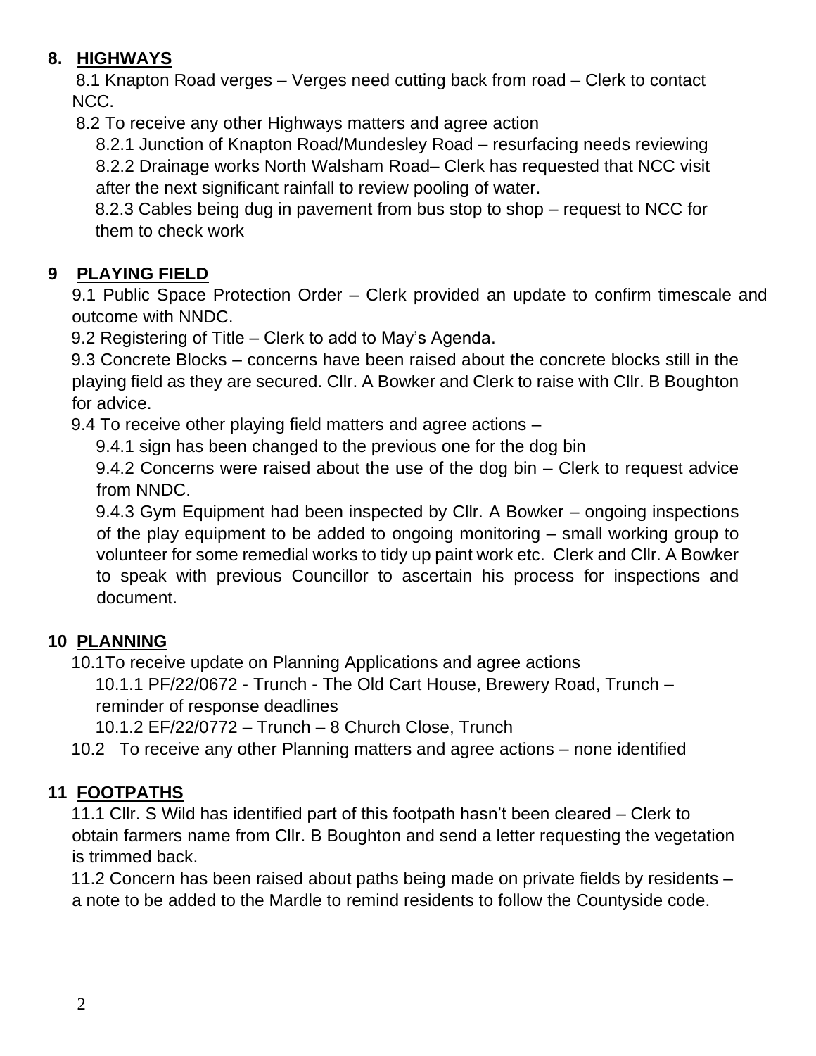## 8. HIGHWAYS

8.1 Knapton Road verges – Verges need cutting back from road – Clerk to contact NCC.

8.2 To receive any other Highways matters and agree action

8.2.1 Junction of Knapton Road/Mundesley Road – resurfacing needs reviewing

8.2.2 Drainage works North Walsham Road– Clerk has requested that NCC visit after the next significant rainfall to review pooling of water.

8.2.3 Cables being dug in pavement from bus stop to shop – request to NCC for them to check work

## 9 PLAYING FIELD

9.1 Public Space Protection Order – Clerk provided an update to confirm timescale and outcome with NNDC.

9.2 Registering of Title – Clerk to add to May's Agenda.

9.3 Concrete Blocks – concerns have been raised about the concrete blocks still in the playing field as they are secured. Cllr. A Bowker and Clerk to raise with Cllr. B Boughton for advice.

9.4 To receive other playing field matters and agree actions –

9.4.1 sign has been changed to the previous one for the dog bin

9.4.2 Concerns were raised about the use of the dog bin – Clerk to request advice from NNDC.

9.4.3 Gym Equipment had been inspected by Cllr. A Bowker – ongoing inspections of the play equipment to be added to ongoing monitoring – small working group to volunteer for some remedial works to tidy up paint work etc. Clerk and Cllr. A Bowker to speak with previous Councillor to ascertain his process for inspections and document.

## 10 PLANNING

10.1To receive update on Planning Applications and agree actions

10.1.1 PF/22/0672 - Trunch - The Old Cart House, Brewery Road, Trunch – reminder of response deadlines

10.1.2 EF/22/0772 – Trunch – 8 Church Close, Trunch

10.2 To receive any other Planning matters and agree actions – none identified

## 11 FOOTPATHS

11.1 Cllr. S Wild has identified part of this footpath hasn't been cleared – Clerk to obtain farmers name from Cllr. B Boughton and send a letter requesting the vegetation is trimmed back.

11.2 Concern has been raised about paths being made on private fields by residents – a note to be added to the Mardle to remind residents to follow the Countyside code.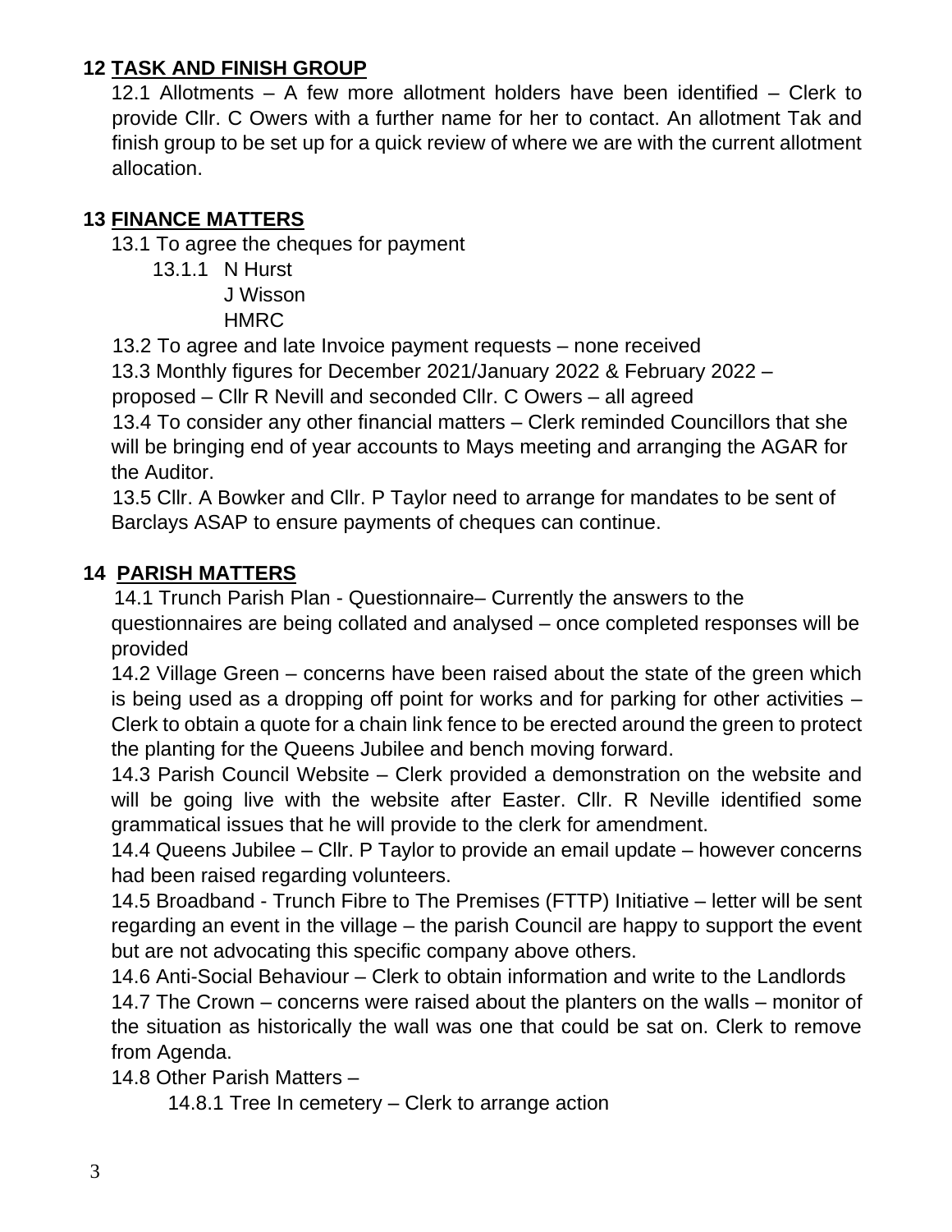## 12 TASK AND FINISH GROUP

12.1 Allotments – A few more allotment holders have been identified – Clerk to provide Cllr. C Owers with a further name for her to contact. An allotment Tak and finish group to be set up for a quick review of where we are with the current allotment allocation.

## 13 FINANCE MATTERS

13.1 To agree the cheques for payment

13.1.1 N Hurst
J Wisson
HMRC

13.2 To agree and late Invoice payment requests – none received

13.3 Monthly figures for December 2021/January 2022 & February 2022 – proposed – Cllr R Nevill and seconded Cllr. C Owers – all agreed

13.4 To consider any other financial matters – Clerk reminded Councillors that she will be bringing end of year accounts to Mays meeting and arranging the AGAR for the Auditor.

13.5 Cllr. A Bowker and Cllr. P Taylor need to arrange for mandates to be sent of Barclays ASAP to ensure payments of cheques can continue.

## 14 PARISH MATTERS

14.1 Trunch Parish Plan - Questionnaire– Currently the answers to the questionnaires are being collated and analysed – once completed responses will be provided

14.2 Village Green – concerns have been raised about the state of the green which is being used as a dropping off point for works and for parking for other activities – Clerk to obtain a quote for a chain link fence to be erected around the green to protect the planting for the Queens Jubilee and bench moving forward.

14.3 Parish Council Website – Clerk provided a demonstration on the website and will be going live with the website after Easter. Cllr. R Neville identified some grammatical issues that he will provide to the clerk for amendment.

14.4 Queens Jubilee – Cllr. P Taylor to provide an email update – however concerns had been raised regarding volunteers.

14.5 Broadband - Trunch Fibre to The Premises (FTTP) Initiative – letter will be sent regarding an event in the village – the parish Council are happy to support the event but are not advocating this specific company above others.

14.6 Anti-Social Behaviour – Clerk to obtain information and write to the Landlords

14.7 The Crown – concerns were raised about the planters on the walls – monitor of the situation as historically the wall was one that could be sat on. Clerk to remove from Agenda.

14.8 Other Parish Matters –

14.8.1 Tree In cemetery – Clerk to arrange action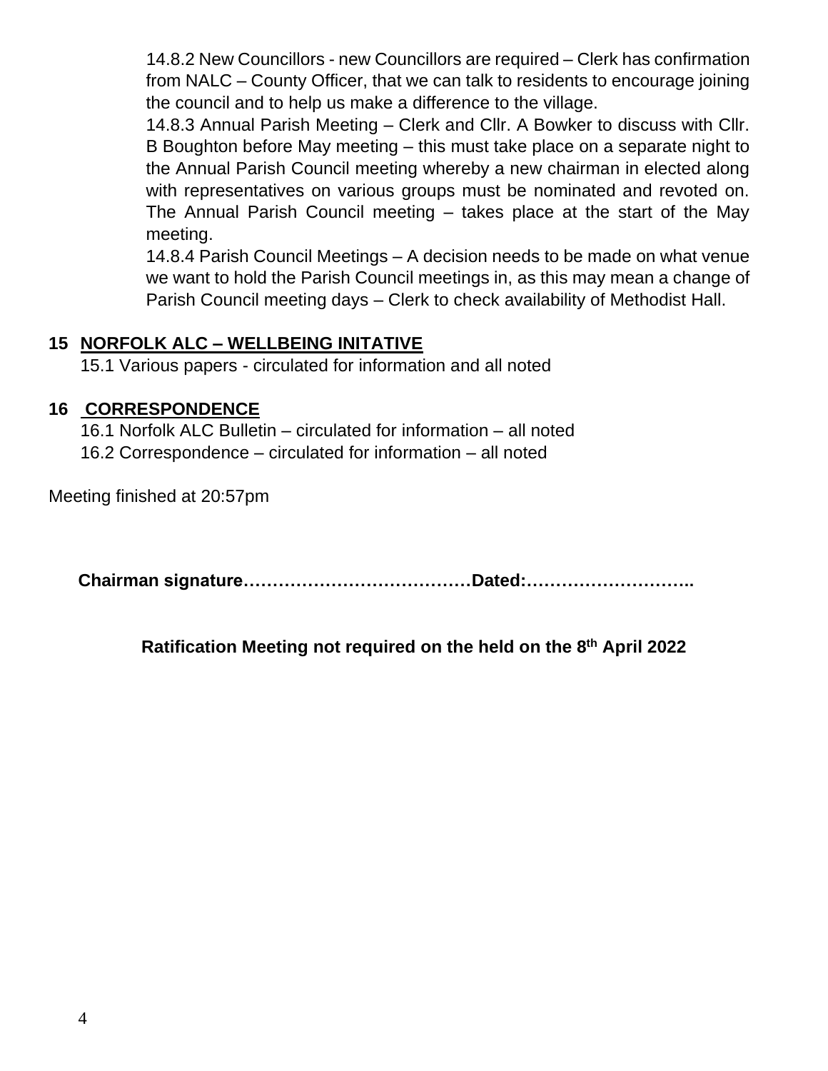14.8.2 New Councillors - new Councillors are required – Clerk has confirmation from NALC – County Officer, that we can talk to residents to encourage joining the council and to help us make a difference to the village.

14.8.3 Annual Parish Meeting – Clerk and Cllr. A Bowker to discuss with Cllr. B Boughton before May meeting – this must take place on a separate night to the Annual Parish Council meeting whereby a new chairman in elected along with representatives on various groups must be nominated and revoted on. The Annual Parish Council meeting – takes place at the start of the May meeting.

14.8.4 Parish Council Meetings – A decision needs to be made on what venue we want to hold the Parish Council meetings in, as this may mean a change of Parish Council meeting days – Clerk to check availability of Methodist Hall.

## 15 NORFOLK ALC – WELLBEING INITATIVE

15.1 Various papers - circulated for information and all noted

## 16 CORRESPONDENCE

16.1 Norfolk ALC Bulletin – circulated for information – all noted

16.2 Correspondence – circulated for information – all noted

Meeting finished at 20:57pm

**Chairman signature…………………………………Dated:………………………..**

**Ratification Meeting not required on the held on the 8th April 2022**